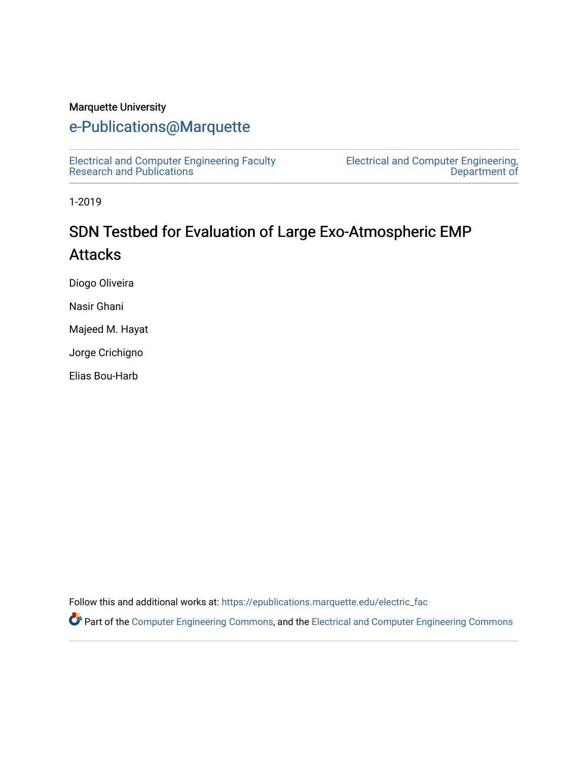Marquette University

# e-Publications@Marquette

Electrical and Computer Engineering Faculty Research and Publications

Electrical and Computer Engineering, Department of

1-2019

## SDN Testbed for Evaluation of Large Exo-Atmospheric EMP Attacks

Diogo Oliveira

Nasir Ghani

Majeed M. Hayat

Jorge Crichigno

Elias Bou-Harb

Follow this and additional works at: https://epublications.marquette.edu/electric_fac

Part of the Computer Engineering Commons, and the Electrical and Computer Engineering Commons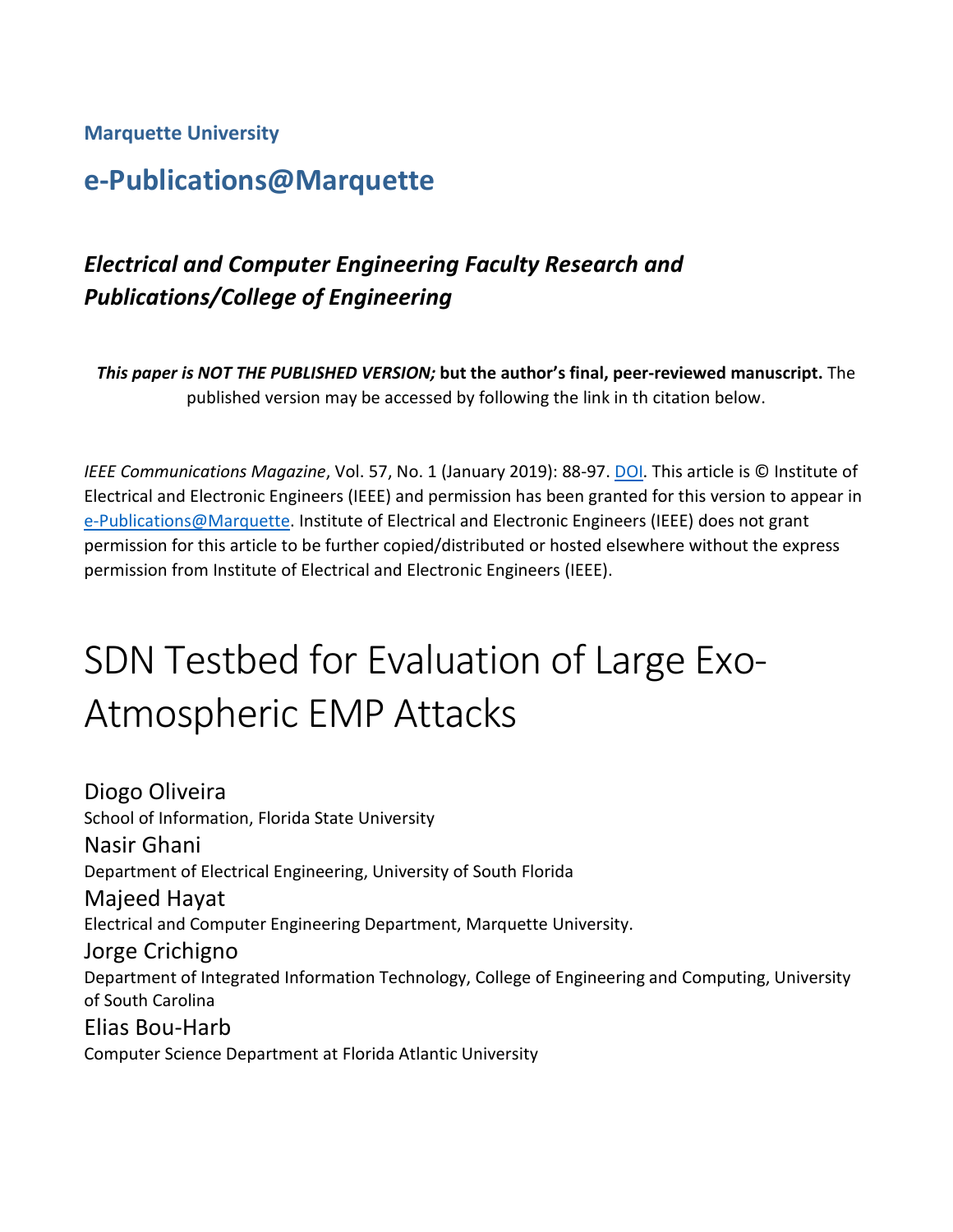**Marquette University**

## e-Publications@Marquette

### *Electrical and Computer Engineering Faculty Research and Publications/College of Engineering*

***This paper is NOT THE PUBLISHED VERSION;* but the author's final, peer-reviewed manuscript.** The published version may be accessed by following the link in th citation below.

*IEEE Communications Magazine*, Vol. 57, No. 1 (January 2019): 88-97. DOI. This article is © Institute of Electrical and Electronic Engineers (IEEE) and permission has been granted for this version to appear in e-Publications@Marquette. Institute of Electrical and Electronic Engineers (IEEE) does not grant permission for this article to be further copied/distributed or hosted elsewhere without the express permission from Institute of Electrical and Electronic Engineers (IEEE).

# SDN Testbed for Evaluation of Large Exo-Atmospheric EMP Attacks

Diogo Oliveira
School of Information, Florida State University

Nasir Ghani
Department of Electrical Engineering, University of South Florida

Majeed Hayat
Electrical and Computer Engineering Department, Marquette University.

Jorge Crichigno
Department of Integrated Information Technology, College of Engineering and Computing, University of South Carolina

Elias Bou-Harb
Computer Science Department at Florida Atlantic University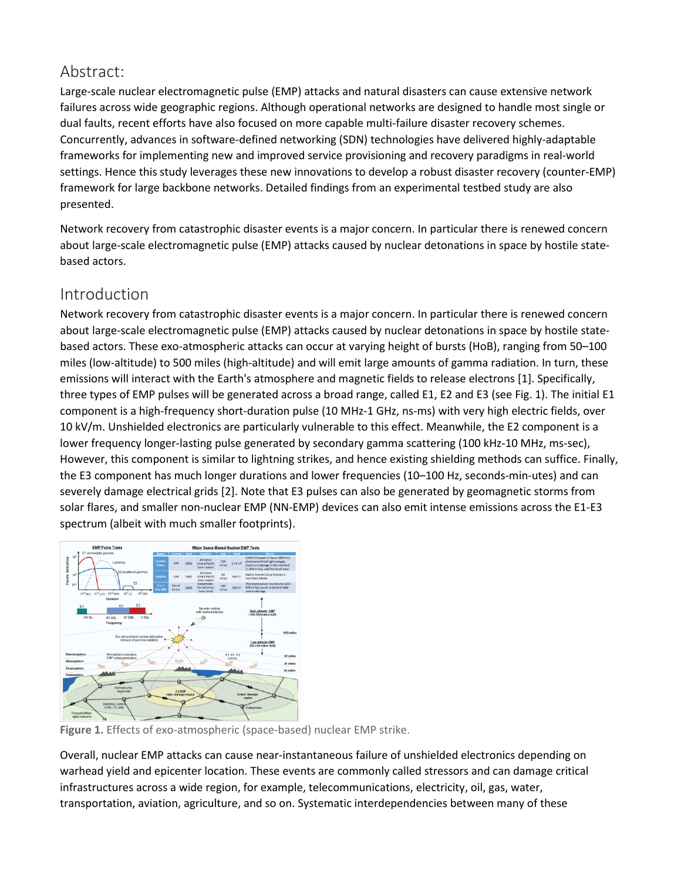## Abstract:

Large-scale nuclear electromagnetic pulse (EMP) attacks and natural disasters can cause extensive network failures across wide geographic regions. Although operational networks are designed to handle most single or dual faults, recent efforts have also focused on more capable multi-failure disaster recovery schemes. Concurrently, advances in software-defined networking (SDN) technologies have delivered highly-adaptable frameworks for implementing new and improved service provisioning and recovery paradigms in real-world settings. Hence this study leverages these new innovations to develop a robust disaster recovery (counter-EMP) framework for large backbone networks. Detailed findings from an experimental testbed study are also presented.

Network recovery from catastrophic disaster events is a major concern. In particular there is renewed concern about large-scale electromagnetic pulse (EMP) attacks caused by nuclear detonations in space by hostile state-based actors.

## Introduction

Network recovery from catastrophic disaster events is a major concern. In particular there is renewed concern about large-scale electromagnetic pulse (EMP) attacks caused by nuclear detonations in space by hostile state-based actors. These exo-atmospheric attacks can occur at varying height of bursts (HoB), ranging from 50–100 miles (low-altitude) to 500 miles (high-altitude) and will emit large amounts of gamma radiation. In turn, these emissions will interact with the Earth's atmosphere and magnetic fields to release electrons [1]. Specifically, three types of EMP pulses will be generated across a broad range, called E1, E2 and E3 (see Fig. 1). The initial E1 component is a high-frequency short-duration pulse (10 MHz-1 GHz, ns-ms) with very high electric fields, over 10 kV/m. Unshielded electronics are particularly vulnerable to this effect. Meanwhile, the E2 component is a lower frequency longer-lasting pulse generated by secondary gamma scattering (100 kHz-10 MHz, ms-sec), However, this component is similar to lightning strikes, and hence existing shielding methods can suffice. Finally, the E3 component has much longer durations and lower frequencies (10–100 Hz, seconds-min-utes) and can severely damage electrical grids [2]. Note that E3 pulses can also be generated by geomagnetic storms from solar flares, and smaller non-nuclear EMP (NN-EMP) devices can also emit intense emissions across the E1-E3 spectrum (albeit with much smaller footprints).

**Figure 1.** Effects of exo-atmospheric (space-based) nuclear EMP strike.

Overall, nuclear EMP attacks can cause near-instantaneous failure of unshielded electronics depending on warhead yield and epicenter location. These events are commonly called stressors and can damage critical infrastructures across a wide region, for example, telecommunications, electricity, oil, gas, water, transportation, aviation, agriculture, and so on. Systematic interdependencies between many of these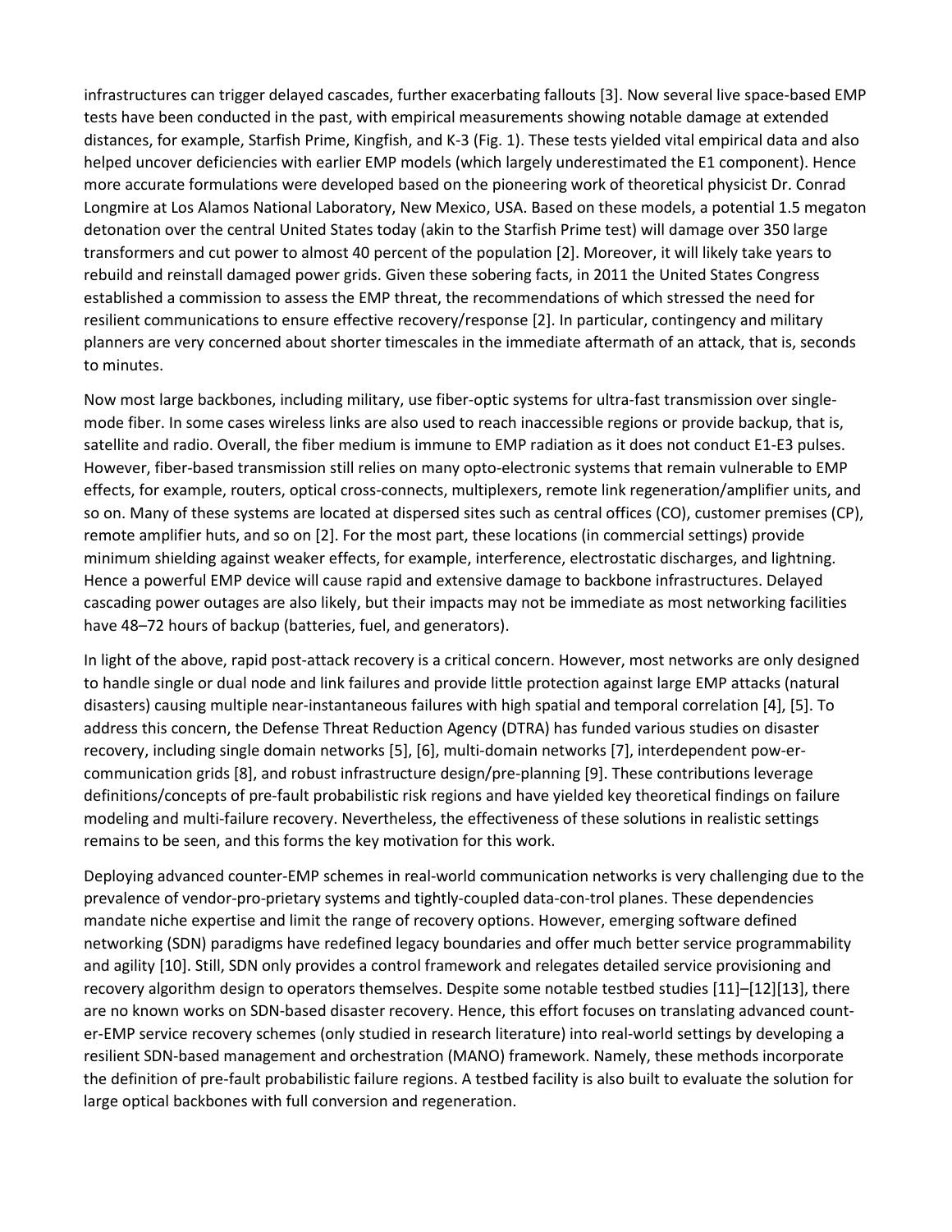infrastructures can trigger delayed cascades, further exacerbating fallouts [3]. Now several live space-based EMP tests have been conducted in the past, with empirical measurements showing notable damage at extended distances, for example, Starfish Prime, Kingfish, and K-3 (Fig. 1). These tests yielded vital empirical data and also helped uncover deficiencies with earlier EMP models (which largely underestimated the E1 component). Hence more accurate formulations were developed based on the pioneering work of theoretical physicist Dr. Conrad Longmire at Los Alamos National Laboratory, New Mexico, USA. Based on these models, a potential 1.5 megaton detonation over the central United States today (akin to the Starfish Prime test) will damage over 350 large transformers and cut power to almost 40 percent of the population [2]. Moreover, it will likely take years to rebuild and reinstall damaged power grids. Given these sobering facts, in 2011 the United States Congress established a commission to assess the EMP threat, the recommendations of which stressed the need for resilient communications to ensure effective recovery/response [2]. In particular, contingency and military planners are very concerned about shorter timescales in the immediate aftermath of an attack, that is, seconds to minutes.

Now most large backbones, including military, use fiber-optic systems for ultra-fast transmission over single-mode fiber. In some cases wireless links are also used to reach inaccessible regions or provide backup, that is, satellite and radio. Overall, the fiber medium is immune to EMP radiation as it does not conduct E1-E3 pulses. However, fiber-based transmission still relies on many opto-electronic systems that remain vulnerable to EMP effects, for example, routers, optical cross-connects, multiplexers, remote link regeneration/amplifier units, and so on. Many of these systems are located at dispersed sites such as central offices (CO), customer premises (CP), remote amplifier huts, and so on [2]. For the most part, these locations (in commercial settings) provide minimum shielding against weaker effects, for example, interference, electrostatic discharges, and lightning. Hence a powerful EMP device will cause rapid and extensive damage to backbone infrastructures. Delayed cascading power outages are also likely, but their impacts may not be immediate as most networking facilities have 48–72 hours of backup (batteries, fuel, and generators).

In light of the above, rapid post-attack recovery is a critical concern. However, most networks are only designed to handle single or dual node and link failures and provide little protection against large EMP attacks (natural disasters) causing multiple near-instantaneous failures with high spatial and temporal correlation [4], [5]. To address this concern, the Defense Threat Reduction Agency (DTRA) has funded various studies on disaster recovery, including single domain networks [5], [6], multi-domain networks [7], interdependent pow-er-communication grids [8], and robust infrastructure design/pre-planning [9]. These contributions leverage definitions/concepts of pre-fault probabilistic risk regions and have yielded key theoretical findings on failure modeling and multi-failure recovery. Nevertheless, the effectiveness of these solutions in realistic settings remains to be seen, and this forms the key motivation for this work.

Deploying advanced counter-EMP schemes in real-world communication networks is very challenging due to the prevalence of vendor-pro-prietary systems and tightly-coupled data-con-trol planes. These dependencies mandate niche expertise and limit the range of recovery options. However, emerging software defined networking (SDN) paradigms have redefined legacy boundaries and offer much better service programmability and agility [10]. Still, SDN only provides a control framework and relegates detailed service provisioning and recovery algorithm design to operators themselves. Despite some notable testbed studies [11]–[12][13], there are no known works on SDN-based disaster recovery. Hence, this effort focuses on translating advanced count-er-EMP service recovery schemes (only studied in research literature) into real-world settings by developing a resilient SDN-based management and orchestration (MANO) framework. Namely, these methods incorporate the definition of pre-fault probabilistic failure regions. A testbed facility is also built to evaluate the solution for large optical backbones with full conversion and regeneration.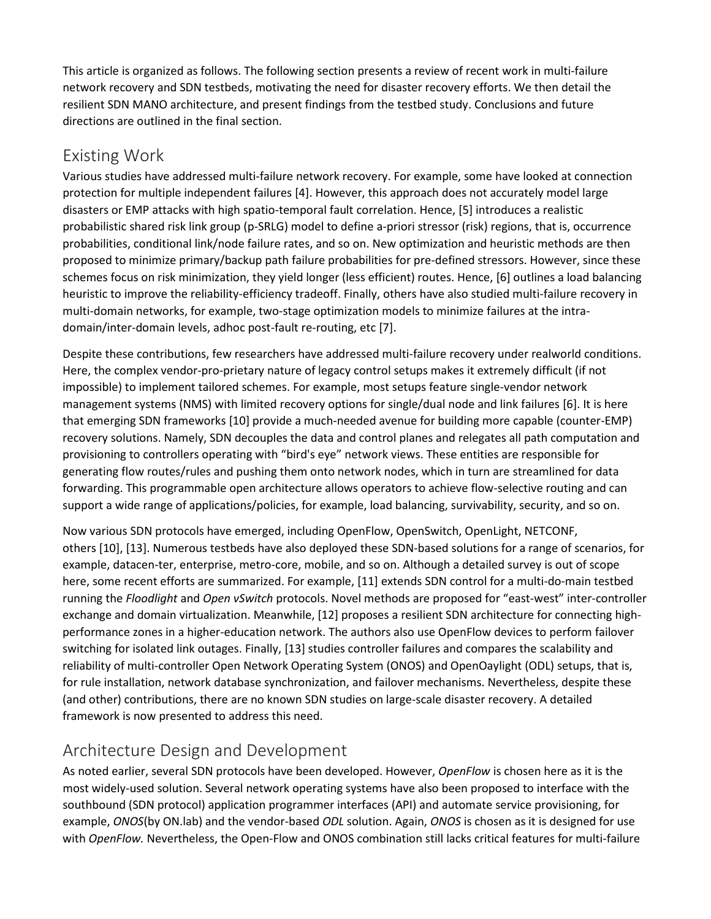This article is organized as follows. The following section presents a review of recent work in multi-failure network recovery and SDN testbeds, motivating the need for disaster recovery efforts. We then detail the resilient SDN MANO architecture, and present findings from the testbed study. Conclusions and future directions are outlined in the final section.

## Existing Work

Various studies have addressed multi-failure network recovery. For example, some have looked at connection protection for multiple independent failures [4]. However, this approach does not accurately model large disasters or EMP attacks with high spatio-temporal fault correlation. Hence, [5] introduces a realistic probabilistic shared risk link group (p-SRLG) model to define a-priori stressor (risk) regions, that is, occurrence probabilities, conditional link/node failure rates, and so on. New optimization and heuristic methods are then proposed to minimize primary/backup path failure probabilities for pre-defined stressors. However, since these schemes focus on risk minimization, they yield longer (less efficient) routes. Hence, [6] outlines a load balancing heuristic to improve the reliability-efficiency tradeoff. Finally, others have also studied multi-failure recovery in multi-domain networks, for example, two-stage optimization models to minimize failures at the intra-domain/inter-domain levels, adhoc post-fault re-routing, etc [7].

Despite these contributions, few researchers have addressed multi-failure recovery under realworld conditions. Here, the complex vendor-pro-prietary nature of legacy control setups makes it extremely difficult (if not impossible) to implement tailored schemes. For example, most setups feature single-vendor network management systems (NMS) with limited recovery options for single/dual node and link failures [6]. It is here that emerging SDN frameworks [10] provide a much-needed avenue for building more capable (counter-EMP) recovery solutions. Namely, SDN decouples the data and control planes and relegates all path computation and provisioning to controllers operating with "bird's eye" network views. These entities are responsible for generating flow routes/rules and pushing them onto network nodes, which in turn are streamlined for data forwarding. This programmable open architecture allows operators to achieve flow-selective routing and can support a wide range of applications/policies, for example, load balancing, survivability, security, and so on.

Now various SDN protocols have emerged, including OpenFlow, OpenSwitch, OpenLight, NETCONF, others [10], [13]. Numerous testbeds have also deployed these SDN-based solutions for a range of scenarios, for example, datacen-ter, enterprise, metro-core, mobile, and so on. Although a detailed survey is out of scope here, some recent efforts are summarized. For example, [11] extends SDN control for a multi-do-main testbed running the *Floodlight* and *Open vSwitch* protocols. Novel methods are proposed for "east-west" inter-controller exchange and domain virtualization. Meanwhile, [12] proposes a resilient SDN architecture for connecting high-performance zones in a higher-education network. The authors also use OpenFlow devices to perform failover switching for isolated link outages. Finally, [13] studies controller failures and compares the scalability and reliability of multi-controller Open Network Operating System (ONOS) and OpenOaylight (ODL) setups, that is, for rule installation, network database synchronization, and failover mechanisms. Nevertheless, despite these (and other) contributions, there are no known SDN studies on large-scale disaster recovery. A detailed framework is now presented to address this need.

## Architecture Design and Development

As noted earlier, several SDN protocols have been developed. However, *OpenFlow* is chosen here as it is the most widely-used solution. Several network operating systems have also been proposed to interface with the southbound (SDN protocol) application programmer interfaces (API) and automate service provisioning, for example, *ONOS*(by ON.lab) and the vendor-based *ODL* solution. Again, *ONOS* is chosen as it is designed for use with *OpenFlow.* Nevertheless, the Open-Flow and ONOS combination still lacks critical features for multi-failure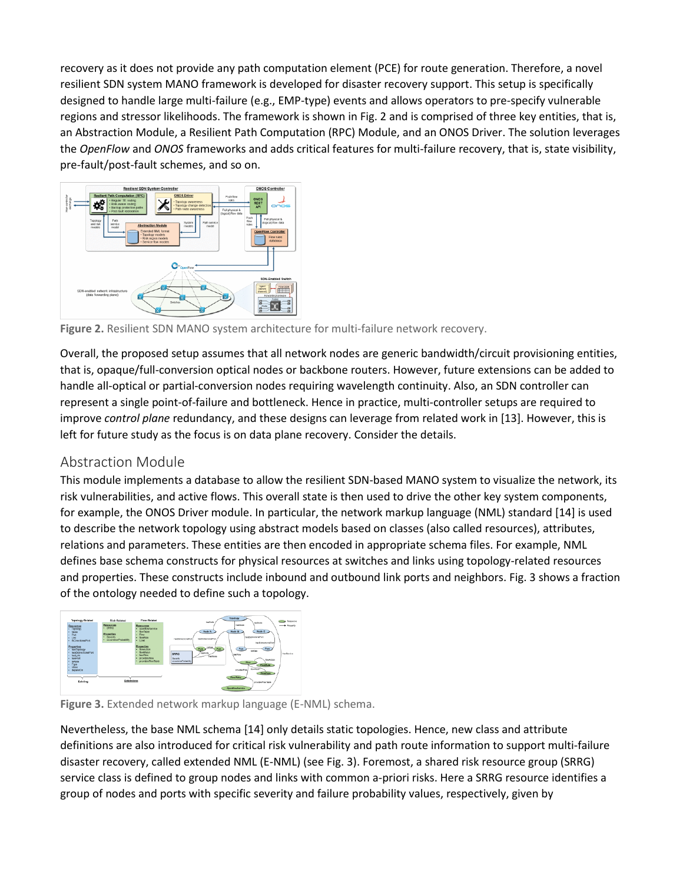recovery as it does not provide any path computation element (PCE) for route generation. Therefore, a novel resilient SDN system MANO framework is developed for disaster recovery support. This setup is specifically designed to handle large multi-failure (e.g., EMP-type) events and allows operators to pre-specify vulnerable regions and stressor likelihoods. The framework is shown in Fig. 2 and is comprised of three key entities, that is, an Abstraction Module, a Resilient Path Computation (RPC) Module, and an ONOS Driver. The solution leverages the *OpenFlow* and *ONOS* frameworks and adds critical features for multi-failure recovery, that is, state visibility, pre-fault/post-fault schemes, and so on.

**Figure 2.** Resilient SDN MANO system architecture for multi-failure network recovery.

Overall, the proposed setup assumes that all network nodes are generic bandwidth/circuit provisioning entities, that is, opaque/full-conversion optical nodes or backbone routers. However, future extensions can be added to handle all-optical or partial-conversion nodes requiring wavelength continuity. Also, an SDN controller can represent a single point-of-failure and bottleneck. Hence in practice, multi-controller setups are required to improve *control plane* redundancy, and these designs can leverage from related work in [13]. However, this is left for future study as the focus is on data plane recovery. Consider the details.

## Abstraction Module

This module implements a database to allow the resilient SDN-based MANO system to visualize the network, its risk vulnerabilities, and active flows. This overall state is then used to drive the other key system components, for example, the ONOS Driver module. In particular, the network markup language (NML) standard [14] is used to describe the network topology using abstract models based on classes (also called resources), attributes, relations and parameters. These entities are then encoded in appropriate schema files. For example, NML defines base schema constructs for physical resources at switches and links using topology-related resources and properties. These constructs include inbound and outbound link ports and neighbors. Fig. 3 shows a fraction of the ontology needed to define such a topology.

**Figure 3.** Extended network markup language (E-NML) schema.

Nevertheless, the base NML schema [14] only details static topologies. Hence, new class and attribute definitions are also introduced for critical risk vulnerability and path route information to support multi-failure disaster recovery, called extended NML (E-NML) (see Fig. 3). Foremost, a shared risk resource group (SRRG) service class is defined to group nodes and links with common a-priori risks. Here a SRRG resource identifies a group of nodes and ports with specific severity and failure probability values, respectively, given by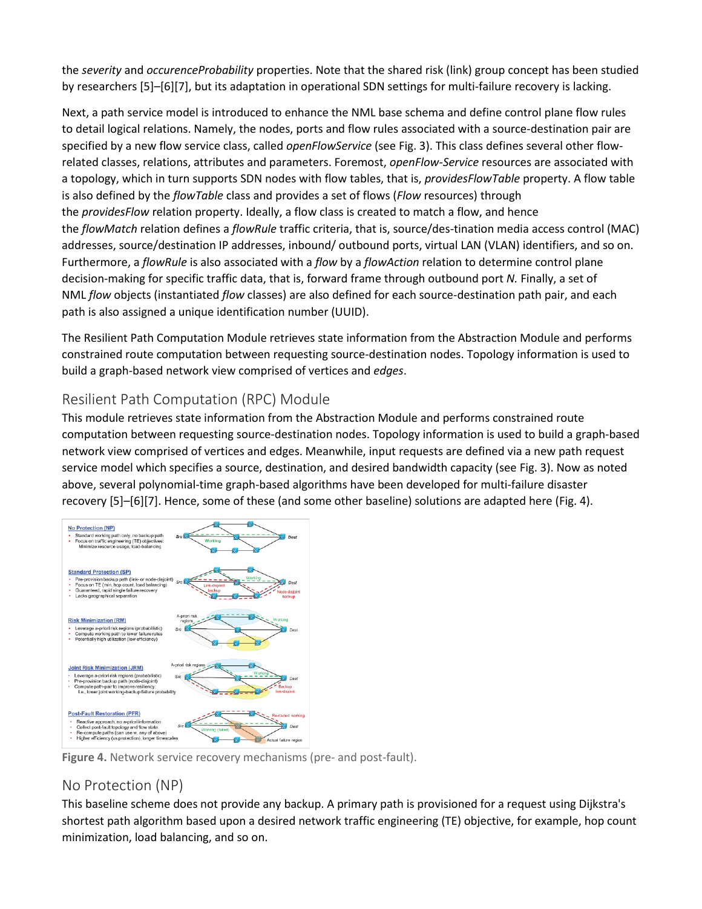the *severity* and *occurenceProbability* properties. Note that the shared risk (link) group concept has been studied by researchers [5]–[6][7], but its adaptation in operational SDN settings for multi-failure recovery is lacking.

Next, a path service model is introduced to enhance the NML base schema and define control plane flow rules to detail logical relations. Namely, the nodes, ports and flow rules associated with a source-destination pair are specified by a new flow service class, called *openFlowService* (see Fig. 3). This class defines several other flow-related classes, relations, attributes and parameters. Foremost, *openFlow-Service* resources are associated with a topology, which in turn supports SDN nodes with flow tables, that is, *providesFlowTable* property. A flow table is also defined by the *flowTable* class and provides a set of flows (*Flow* resources) through the *providesFlow* relation property. Ideally, a flow class is created to match a flow, and hence the *flowMatch* relation defines a *flowRule* traffic criteria, that is, source/des-tination media access control (MAC) addresses, source/destination IP addresses, inbound/ outbound ports, virtual LAN (VLAN) identifiers, and so on. Furthermore, a *flowRule* is also associated with a *flow* by a *flowAction* relation to determine control plane decision-making for specific traffic data, that is, forward frame through outbound port *N.* Finally, a set of NML *flow* objects (instantiated *flow* classes) are also defined for each source-destination path pair, and each path is also assigned a unique identification number (UUID).

The Resilient Path Computation Module retrieves state information from the Abstraction Module and performs constrained route computation between requesting source-destination nodes. Topology information is used to build a graph-based network view comprised of vertices and *edges*.

## Resilient Path Computation (RPC) Module

This module retrieves state information from the Abstraction Module and performs constrained route computation between requesting source-destination nodes. Topology information is used to build a graph-based network view comprised of vertices and edges. Meanwhile, input requests are defined via a new path request service model which specifies a source, destination, and desired bandwidth capacity (see Fig. 3). Now as noted above, several polynomial-time graph-based algorithms have been developed for multi-failure disaster recovery [5]–[6][7]. Hence, some of these (and some other baseline) solutions are adapted here (Fig. 4).

**Figure 4.** Network service recovery mechanisms (pre- and post-fault).

## No Protection (NP)

This baseline scheme does not provide any backup. A primary path is provisioned for a request using Dijkstra's shortest path algorithm based upon a desired network traffic engineering (TE) objective, for example, hop count minimization, load balancing, and so on.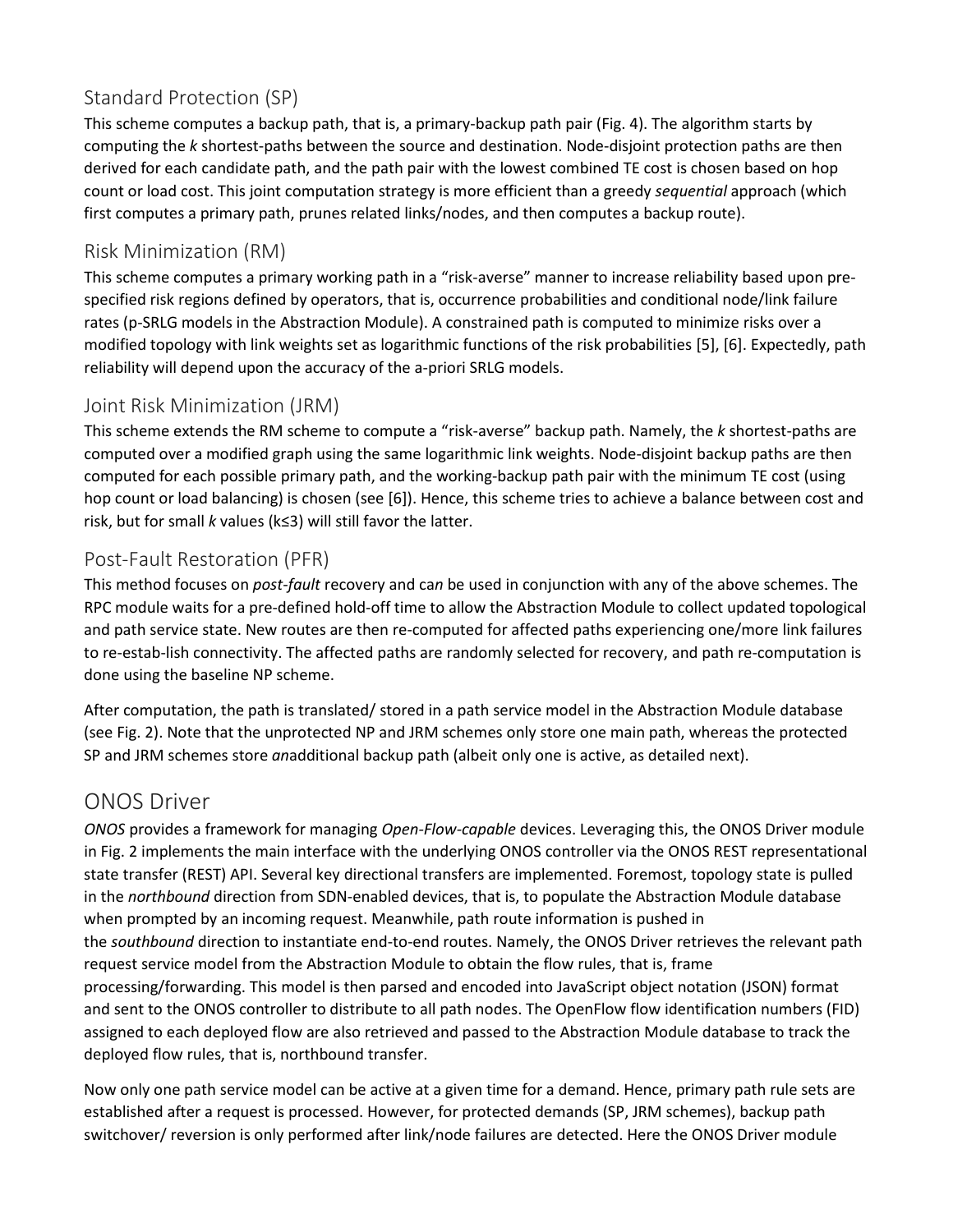### Standard Protection (SP)

This scheme computes a backup path, that is, a primary-backup path pair (Fig. 4). The algorithm starts by computing the *k* shortest-paths between the source and destination. Node-disjoint protection paths are then derived for each candidate path, and the path pair with the lowest combined TE cost is chosen based on hop count or load cost. This joint computation strategy is more efficient than a greedy *sequential* approach (which first computes a primary path, prunes related links/nodes, and then computes a backup route).

### Risk Minimization (RM)

This scheme computes a primary working path in a "risk-averse" manner to increase reliability based upon pre-specified risk regions defined by operators, that is, occurrence probabilities and conditional node/link failure rates (p-SRLG models in the Abstraction Module). A constrained path is computed to minimize risks over a modified topology with link weights set as logarithmic functions of the risk probabilities [5], [6]. Expectedly, path reliability will depend upon the accuracy of the a-priori SRLG models.

### Joint Risk Minimization (JRM)

This scheme extends the RM scheme to compute a "risk-averse" backup path. Namely, the *k* shortest-paths are computed over a modified graph using the same logarithmic link weights. Node-disjoint backup paths are then computed for each possible primary path, and the working-backup path pair with the minimum TE cost (using hop count or load balancing) is chosen (see [6]). Hence, this scheme tries to achieve a balance between cost and risk, but for small *k* values (k≤3) will still favor the latter.

### Post-Fault Restoration (PFR)

This method focuses on *post-fault* recovery and ca*n* be used in conjunction with any of the above schemes. The RPC module waits for a pre-defined hold-off time to allow the Abstraction Module to collect updated topological and path service state. New routes are then re-computed for affected paths experiencing one/more link failures to re-estab-lish connectivity. The affected paths are randomly selected for recovery, and path re-computation is done using the baseline NP scheme.

After computation, the path is translated/ stored in a path service model in the Abstraction Module database (see Fig. 2). Note that the unprotected NP and JRM schemes only store one main path, whereas the protected SP and JRM schemes store *an*additional backup path (albeit only one is active, as detailed next).

## ONOS Driver

*ONOS* provides a framework for managing *Open-Flow-capable* devices. Leveraging this, the ONOS Driver module in Fig. 2 implements the main interface with the underlying ONOS controller via the ONOS REST representational state transfer (REST) API. Several key directional transfers are implemented. Foremost, topology state is pulled in the *northbound* direction from SDN-enabled devices, that is, to populate the Abstraction Module database when prompted by an incoming request. Meanwhile, path route information is pushed in the *southbound* direction to instantiate end-to-end routes. Namely, the ONOS Driver retrieves the relevant path request service model from the Abstraction Module to obtain the flow rules, that is, frame processing/forwarding. This model is then parsed and encoded into JavaScript object notation (JSON) format and sent to the ONOS controller to distribute to all path nodes. The OpenFlow flow identification numbers (FID) assigned to each deployed flow are also retrieved and passed to the Abstraction Module database to track the deployed flow rules, that is, northbound transfer.

Now only one path service model can be active at a given time for a demand. Hence, primary path rule sets are established after a request is processed. However, for protected demands (SP, JRM schemes), backup path switchover/ reversion is only performed after link/node failures are detected. Here the ONOS Driver module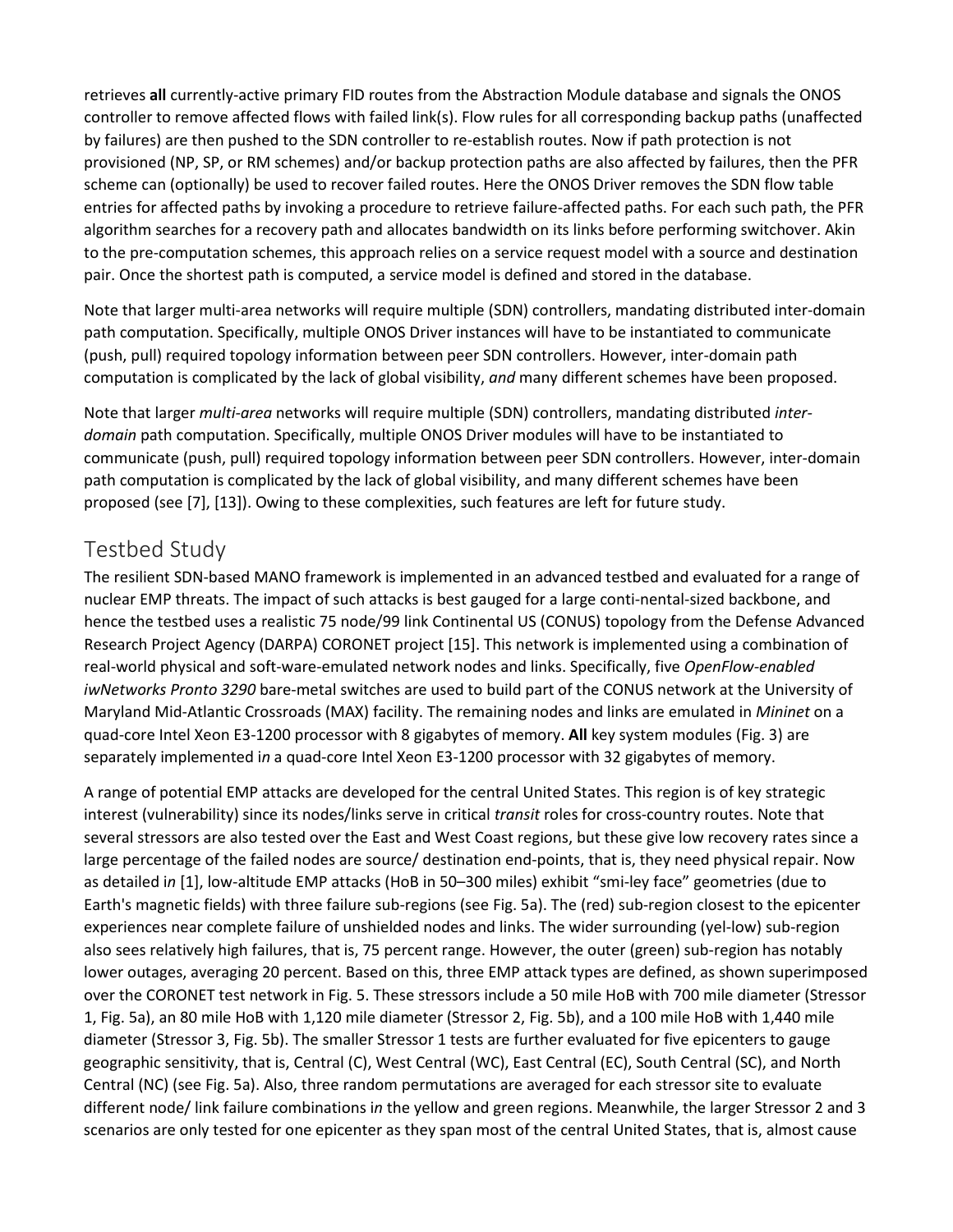retrieves **all** currently-active primary FID routes from the Abstraction Module database and signals the ONOS controller to remove affected flows with failed link(s). Flow rules for all corresponding backup paths (unaffected by failures) are then pushed to the SDN controller to re-establish routes. Now if path protection is not provisioned (NP, SP, or RM schemes) and/or backup protection paths are also affected by failures, then the PFR scheme can (optionally) be used to recover failed routes. Here the ONOS Driver removes the SDN flow table entries for affected paths by invoking a procedure to retrieve failure-affected paths. For each such path, the PFR algorithm searches for a recovery path and allocates bandwidth on its links before performing switchover. Akin to the pre-computation schemes, this approach relies on a service request model with a source and destination pair. Once the shortest path is computed, a service model is defined and stored in the database.

Note that larger multi-area networks will require multiple (SDN) controllers, mandating distributed inter-domain path computation. Specifically, multiple ONOS Driver instances will have to be instantiated to communicate (push, pull) required topology information between peer SDN controllers. However, inter-domain path computation is complicated by the lack of global visibility, *and* many different schemes have been proposed.

Note that larger *multi-area* networks will require multiple (SDN) controllers, mandating distributed *inter-domain* path computation. Specifically, multiple ONOS Driver modules will have to be instantiated to communicate (push, pull) required topology information between peer SDN controllers. However, inter-domain path computation is complicated by the lack of global visibility, and many different schemes have been proposed (see [7], [13]). Owing to these complexities, such features are left for future study.

## Testbed Study

The resilient SDN-based MANO framework is implemented in an advanced testbed and evaluated for a range of nuclear EMP threats. The impact of such attacks is best gauged for a large conti-nental-sized backbone, and hence the testbed uses a realistic 75 node/99 link Continental US (CONUS) topology from the Defense Advanced Research Project Agency (DARPA) CORONET project [15]. This network is implemented using a combination of real-world physical and soft-ware-emulated network nodes and links. Specifically, five *OpenFlow-enabled iwNetworks Pronto 3290* bare-metal switches are used to build part of the CONUS network at the University of Maryland Mid-Atlantic Crossroads (MAX) facility. The remaining nodes and links are emulated in *Mininet* on a quad-core Intel Xeon E3-1200 processor with 8 gigabytes of memory. **All** key system modules (Fig. 3) are separately implemented i*n* a quad-core Intel Xeon E3-1200 processor with 32 gigabytes of memory.

A range of potential EMP attacks are developed for the central United States. This region is of key strategic interest (vulnerability) since its nodes/links serve in critical *transit* roles for cross-country routes. Note that several stressors are also tested over the East and West Coast regions, but these give low recovery rates since a large percentage of the failed nodes are source/ destination end-points, that is, they need physical repair. Now as detailed i*n* [1], low-altitude EMP attacks (HoB in 50–300 miles) exhibit "smi-ley face" geometries (due to Earth's magnetic fields) with three failure sub-regions (see Fig. 5a). The (red) sub-region closest to the epicenter experiences near complete failure of unshielded nodes and links. The wider surrounding (yel-low) sub-region also sees relatively high failures, that is, 75 percent range. However, the outer (green) sub-region has notably lower outages, averaging 20 percent. Based on this, three EMP attack types are defined, as shown superimposed over the CORONET test network in Fig. 5. These stressors include a 50 mile HoB with 700 mile diameter (Stressor 1, Fig. 5a), an 80 mile HoB with 1,120 mile diameter (Stressor 2, Fig. 5b), and a 100 mile HoB with 1,440 mile diameter (Stressor 3, Fig. 5b). The smaller Stressor 1 tests are further evaluated for five epicenters to gauge geographic sensitivity, that is, Central (C), West Central (WC), East Central (EC), South Central (SC), and North Central (NC) (see Fig. 5a). Also, three random permutations are averaged for each stressor site to evaluate different node/ link failure combinations i*n* the yellow and green regions. Meanwhile, the larger Stressor 2 and 3 scenarios are only tested for one epicenter as they span most of the central United States, that is, almost cause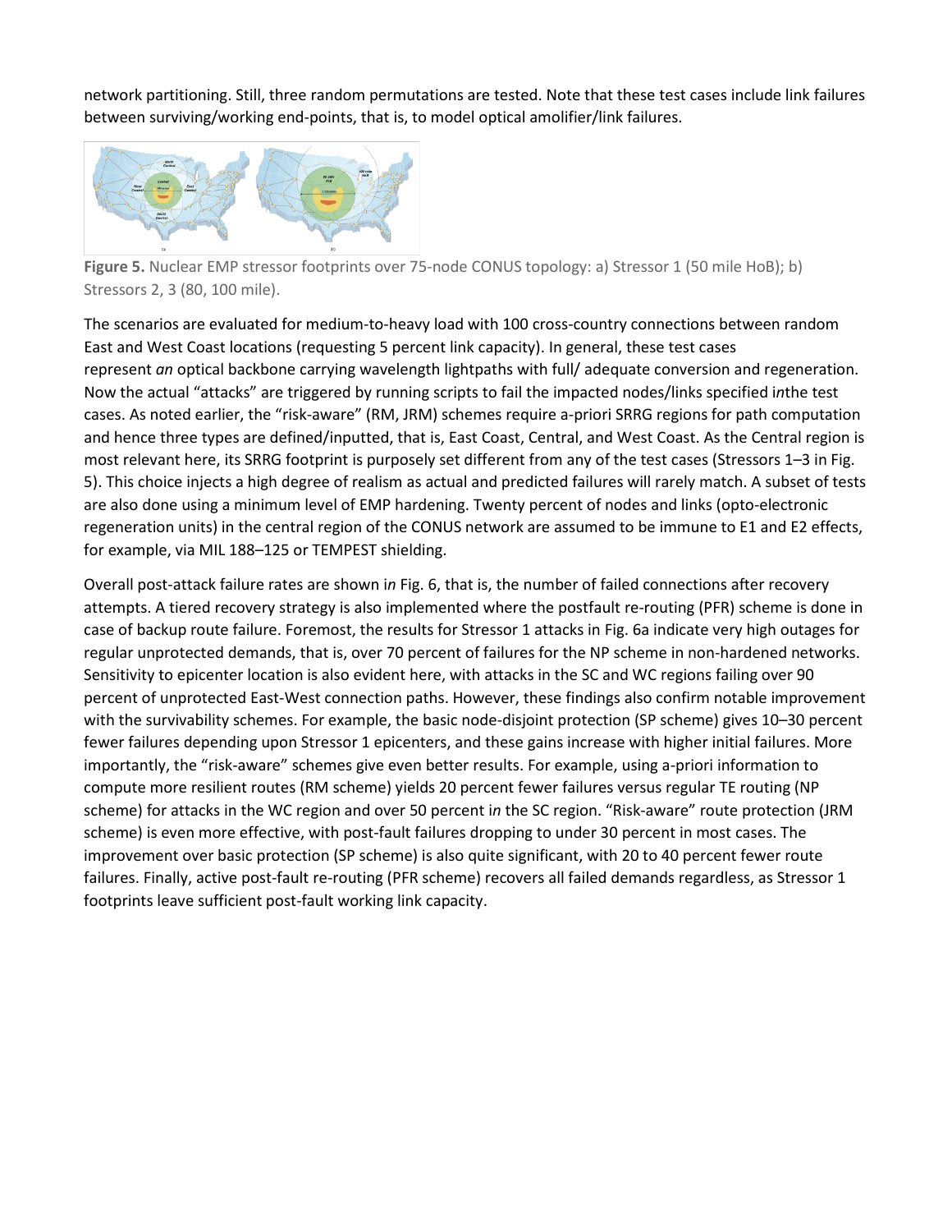network partitioning. Still, three random permutations are tested. Note that these test cases include link failures between surviving/working end-points, that is, to model optical amolifier/link failures.

**Figure 5.** Nuclear EMP stressor footprints over 75-node CONUS topology: a) Stressor 1 (50 mile HoB); b) Stressors 2, 3 (80, 100 mile).

The scenarios are evaluated for medium-to-heavy load with 100 cross-country connections between random East and West Coast locations (requesting 5 percent link capacity). In general, these test cases represent *an* optical backbone carrying wavelength lightpaths with full/ adequate conversion and regeneration. Now the actual "attacks" are triggered by running scripts to fail the impacted nodes/links specified i*n*the test cases. As noted earlier, the "risk-aware" (RM, JRM) schemes require a-priori SRRG regions for path computation and hence three types are defined/inputted, that is, East Coast, Central, and West Coast. As the Central region is most relevant here, its SRRG footprint is purposely set different from any of the test cases (Stressors 1–3 in Fig. 5). This choice injects a high degree of realism as actual and predicted failures will rarely match. A subset of tests are also done using a minimum level of EMP hardening. Twenty percent of nodes and links (opto-electronic regeneration units) in the central region of the CONUS network are assumed to be immune to E1 and E2 effects, for example, via MIL 188–125 or TEMPEST shielding.

Overall post-attack failure rates are shown i*n* Fig. 6, that is, the number of failed connections after recovery attempts. A tiered recovery strategy is also implemented where the postfault re-routing (PFR) scheme is done in case of backup route failure. Foremost, the results for Stressor 1 attacks in Fig. 6a indicate very high outages for regular unprotected demands, that is, over 70 percent of failures for the NP scheme in non-hardened networks. Sensitivity to epicenter location is also evident here, with attacks in the SC and WC regions failing over 90 percent of unprotected East-West connection paths. However, these findings also confirm notable improvement with the survivability schemes. For example, the basic node-disjoint protection (SP scheme) gives 10–30 percent fewer failures depending upon Stressor 1 epicenters, and these gains increase with higher initial failures. More importantly, the "risk-aware" schemes give even better results. For example, using a-priori information to compute more resilient routes (RM scheme) yields 20 percent fewer failures versus regular TE routing (NP scheme) for attacks in the WC region and over 50 percent i*n* the SC region. "Risk-aware" route protection (JRM scheme) is even more effective, with post-fault failures dropping to under 30 percent in most cases. The improvement over basic protection (SP scheme) is also quite significant, with 20 to 40 percent fewer route failures. Finally, active post-fault re-routing (PFR scheme) recovers all failed demands regardless, as Stressor 1 footprints leave sufficient post-fault working link capacity.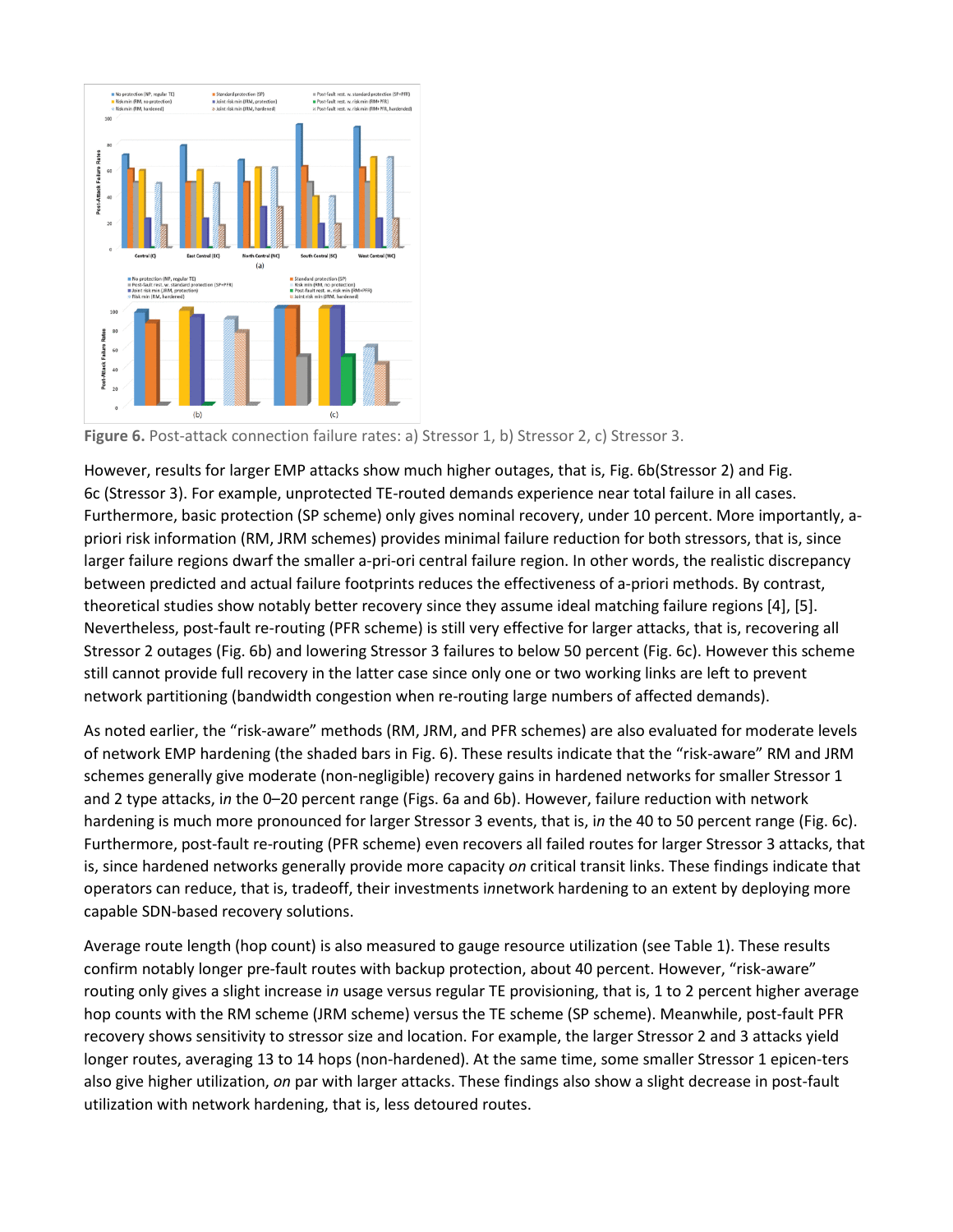**Figure 6.** Post-attack connection failure rates: a) Stressor 1, b) Stressor 2, c) Stressor 3.

However, results for larger EMP attacks show much higher outages, that is, Fig. 6b(Stressor 2) and Fig. 6c (Stressor 3). For example, unprotected TE-routed demands experience near total failure in all cases. Furthermore, basic protection (SP scheme) only gives nominal recovery, under 10 percent. More importantly, a-priori risk information (RM, JRM schemes) provides minimal failure reduction for both stressors, that is, since larger failure regions dwarf the smaller a-pri-ori central failure region. In other words, the realistic discrepancy between predicted and actual failure footprints reduces the effectiveness of a-priori methods. By contrast, theoretical studies show notably better recovery since they assume ideal matching failure regions [4], [5]. Nevertheless, post-fault re-routing (PFR scheme) is still very effective for larger attacks, that is, recovering all Stressor 2 outages (Fig. 6b) and lowering Stressor 3 failures to below 50 percent (Fig. 6c). However this scheme still cannot provide full recovery in the latter case since only one or two working links are left to prevent network partitioning (bandwidth congestion when re-routing large numbers of affected demands).

As noted earlier, the "risk-aware" methods (RM, JRM, and PFR schemes) are also evaluated for moderate levels of network EMP hardening (the shaded bars in Fig. 6). These results indicate that the "risk-aware" RM and JRM schemes generally give moderate (non-negligible) recovery gains in hardened networks for smaller Stressor 1 and 2 type attacks, i*n* the 0–20 percent range (Figs. 6a and 6b). However, failure reduction with network hardening is much more pronounced for larger Stressor 3 events, that is, i*n* the 40 to 50 percent range (Fig. 6c). Furthermore, post-fault re-routing (PFR scheme) even recovers all failed routes for larger Stressor 3 attacks, that is, since hardened networks generally provide more capacity *on* critical transit links. These findings indicate that operators can reduce, that is, tradeoff, their investments i*n*network hardening to an extent by deploying more capable SDN-based recovery solutions.

Average route length (hop count) is also measured to gauge resource utilization (see Table 1). These results confirm notably longer pre-fault routes with backup protection, about 40 percent. However, "risk-aware" routing only gives a slight increase i*n* usage versus regular TE provisioning, that is, 1 to 2 percent higher average hop counts with the RM scheme (JRM scheme) versus the TE scheme (SP scheme). Meanwhile, post-fault PFR recovery shows sensitivity to stressor size and location. For example, the larger Stressor 2 and 3 attacks yield longer routes, averaging 13 to 14 hops (non-hardened). At the same time, some smaller Stressor 1 epicen-ters also give higher utilization, *on* par with larger attacks. These findings also show a slight decrease in post-fault utilization with network hardening, that is, less detoured routes.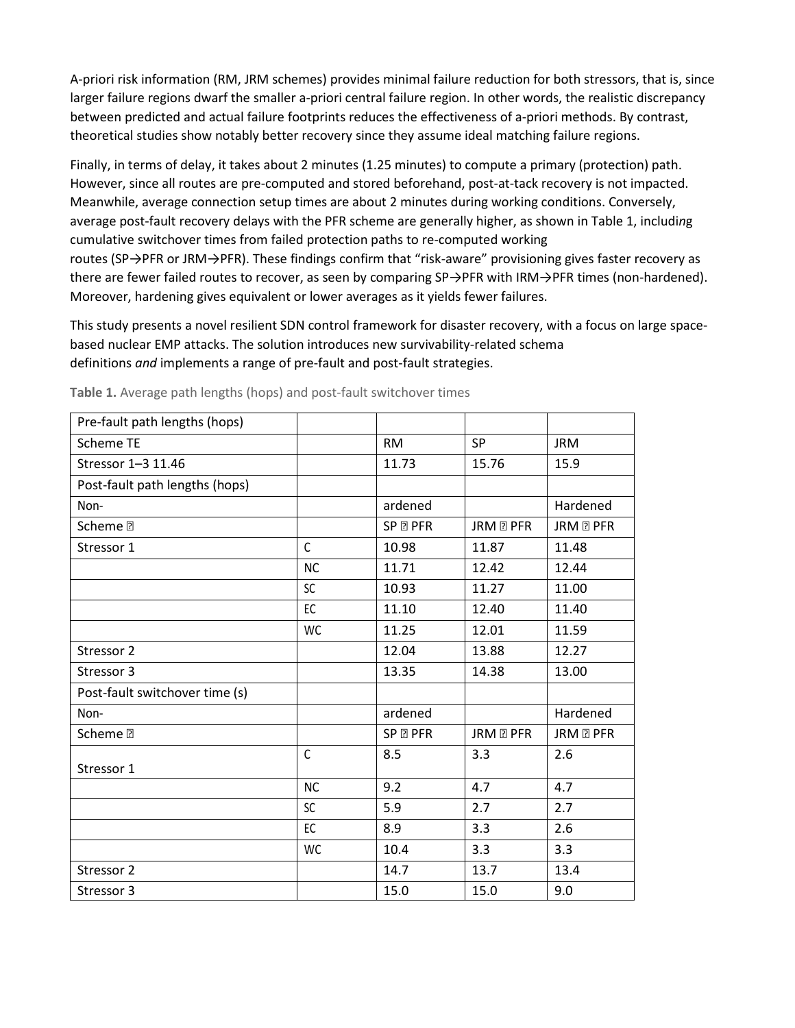A-priori risk information (RM, JRM schemes) provides minimal failure reduction for both stressors, that is, since larger failure regions dwarf the smaller a-priori central failure region. In other words, the realistic discrepancy between predicted and actual failure footprints reduces the effectiveness of a-priori methods. By contrast, theoretical studies show notably better recovery since they assume ideal matching failure regions.

Finally, in terms of delay, it takes about 2 minutes (1.25 minutes) to compute a primary (protection) path. However, since all routes are pre-computed and stored beforehand, post-at-tack recovery is not impacted. Meanwhile, average connection setup times are about 2 minutes during working conditions. Conversely, average post-fault recovery delays with the PFR scheme are generally higher, as shown in Table 1, includi*n*g cumulative switchover times from failed protection paths to re-computed working routes (SP→PFR or JRM→PFR). These findings confirm that "risk-aware" provisioning gives faster recovery as there are fewer failed routes to recover, as seen by comparing SP→PFR with IRM→PFR times (non-hardened). Moreover, hardening gives equivalent or lower averages as it yields fewer failures.

This study presents a novel resilient SDN control framework for disaster recovery, with a focus on large space-based nuclear EMP attacks. The solution introduces new survivability-related schema definitions *and* implements a range of pre-fault and post-fault strategies.

**Table 1.** Average path lengths (hops) and post-fault switchover times

| Pre-fault path lengths (hops) | | | | |
|---|---|---|---|---|
| Scheme TE | | RM | SP | JRM |
| Stressor 1–3 11.46 | | 11.73 | 15.76 | 15.9 |
| Post-fault path lengths (hops) | | | | |
| Non- | | ardened | | Hardened |
| Scheme � | | SP � PFR | JRM � PFR | JRM � PFR |
| Stressor 1 | C | 10.98 | 11.87 | 11.48 |
| | NC | 11.71 | 12.42 | 12.44 |
| | SC | 10.93 | 11.27 | 11.00 |
| | EC | 11.10 | 12.40 | 11.40 |
| | WC | 11.25 | 12.01 | 11.59 |
| Stressor 2 | | 12.04 | 13.88 | 12.27 |
| Stressor 3 | | 13.35 | 14.38 | 13.00 |
| Post-fault switchover time (s) | | | | |
| Non- | | ardened | | Hardened |
| Scheme � | | SP � PFR | JRM � PFR | JRM � PFR |
| Stressor 1 | C | 8.5 | 3.3 | 2.6 |
| | NC | 9.2 | 4.7 | 4.7 |
| | SC | 5.9 | 2.7 | 2.7 |
| | EC | 8.9 | 3.3 | 2.6 |
| | WC | 10.4 | 3.3 | 3.3 |
| Stressor 2 | | 14.7 | 13.7 | 13.4 |
| Stressor 3 | | 15.0 | 15.0 | 9.0 |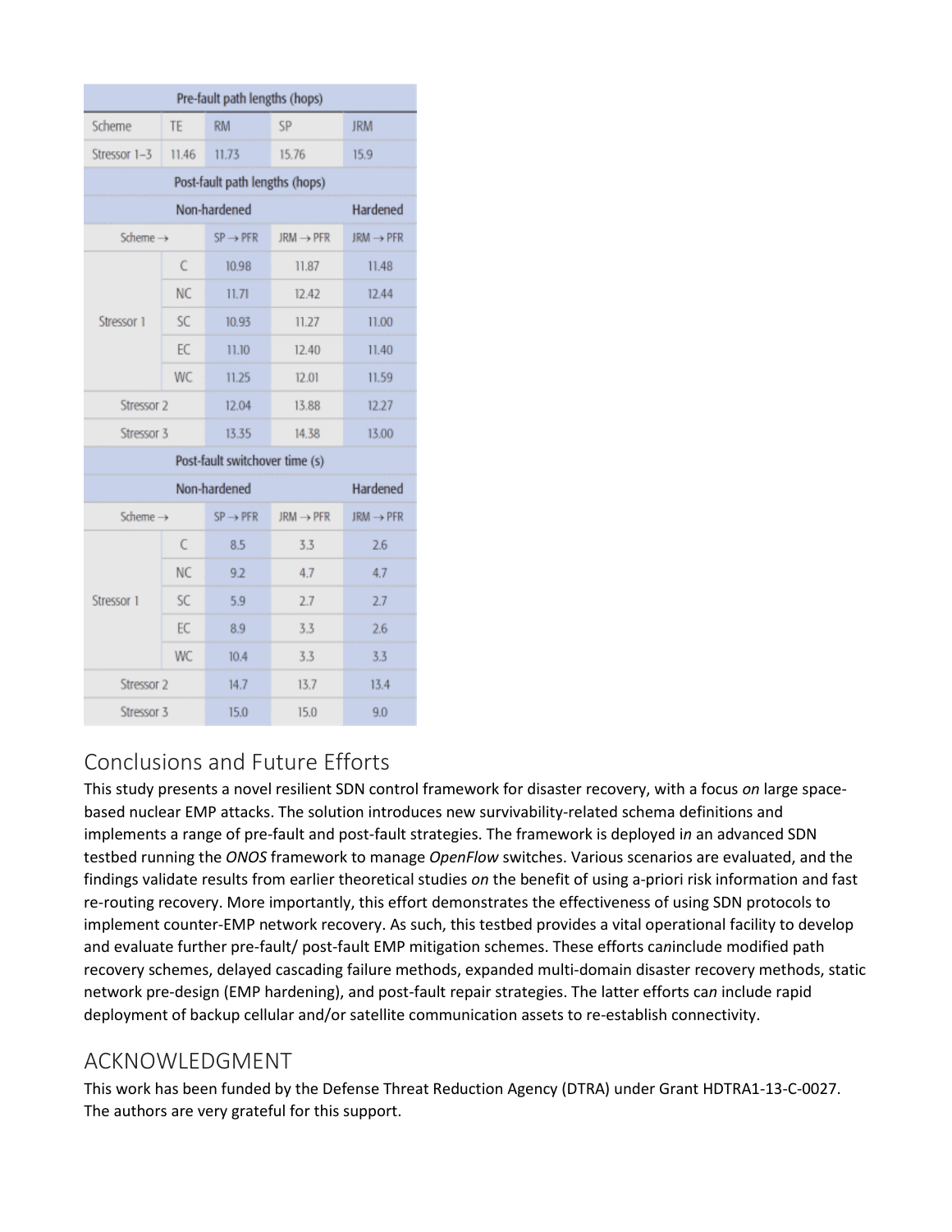| Pre-fault path lengths (hops) | | | | |
|---|---|---|---|---|
| Scheme | TE | RM | SP | JRM |
| Stressor 1–3 | 11.46 | 11.73 | 15.76 | 15.9 |
| **Post-fault path lengths (hops)** | | | | |
| | | Non-hardened | | Hardened |
| Scheme → | | SP → PFR | JRM → PFR | JRM → PFR |
| Stressor 1 | C | 10.98 | 11.87 | 11.48 |
| | NC | 11.71 | 12.42 | 12.44 |
| | SC | 10.93 | 11.27 | 11.00 |
| | EC | 11.10 | 12.40 | 11.40 |
| | WC | 11.25 | 12.01 | 11.59 |
| Stressor 2 | | 12.04 | 13.88 | 12.27 |
| Stressor 3 | | 13.35 | 14.38 | 13.00 |
| **Post-fault switchover time (s)** | | | | |
| | | Non-hardened | | Hardened |
| Scheme → | | SP → PFR | JRM → PFR | JRM → PFR |
| Stressor 1 | C | 8.5 | 3.3 | 2.6 |
| | NC | 9.2 | 4.7 | 4.7 |
| | SC | 5.9 | 2.7 | 2.7 |
| | EC | 8.9 | 3.3 | 2.6 |
| | WC | 10.4 | 3.3 | 3.3 |
| Stressor 2 | | 14.7 | 13.7 | 13.4 |
| Stressor 3 | | 15.0 | 15.0 | 9.0 |

## Conclusions and Future Efforts

This study presents a novel resilient SDN control framework for disaster recovery, with a focus *on* large space-based nuclear EMP attacks. The solution introduces new survivability-related schema definitions and implements a range of pre-fault and post-fault strategies. The framework is deployed i*n* an advanced SDN testbed running the *ONOS* framework to manage *OpenFlow* switches. Various scenarios are evaluated, and the findings validate results from earlier theoretical studies *on* the benefit of using a-priori risk information and fast re-routing recovery. More importantly, this effort demonstrates the effectiveness of using SDN protocols to implement counter-EMP network recovery. As such, this testbed provides a vital operational facility to develop and evaluate further pre-fault/ post-fault EMP mitigation schemes. These efforts ca*n*include modified path recovery schemes, delayed cascading failure methods, expanded multi-domain disaster recovery methods, static network pre-design (EMP hardening), and post-fault repair strategies. The latter efforts ca*n* include rapid deployment of backup cellular and/or satellite communication assets to re-establish connectivity.

## ACKNOWLEDGMENT

This work has been funded by the Defense Threat Reduction Agency (DTRA) under Grant HDTRA1-13-C-0027. The authors are very grateful for this support.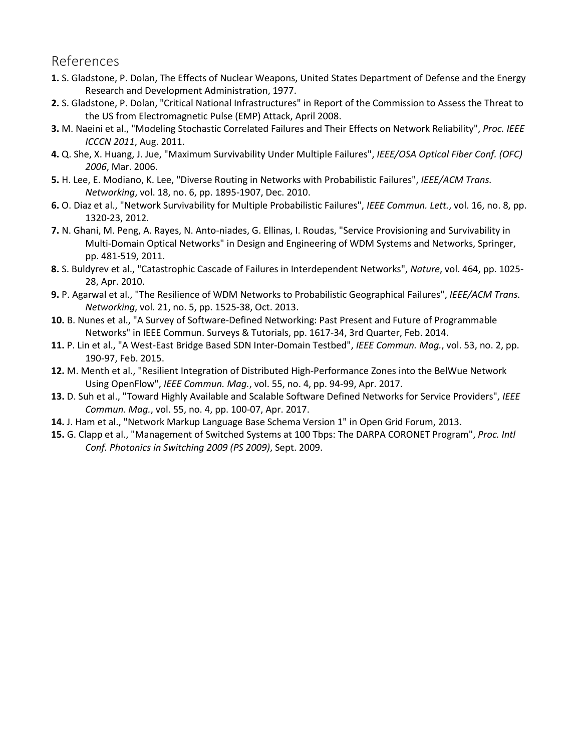## References

**1.** S. Gladstone, P. Dolan, The Effects of Nuclear Weapons, United States Department of Defense and the Energy Research and Development Administration, 1977.

**2.** S. Gladstone, P. Dolan, "Critical National Infrastructures" in Report of the Commission to Assess the Threat to the US from Electromagnetic Pulse (EMP) Attack, April 2008.

**3.** M. Naeini et al., "Modeling Stochastic Correlated Failures and Their Effects on Network Reliability", *Proc. IEEE ICCCN 2011*, Aug. 2011.

**4.** Q. She, X. Huang, J. Jue, "Maximum Survivability Under Multiple Failures", *IEEE/OSA Optical Fiber Conf. (OFC) 2006*, Mar. 2006.

**5.** H. Lee, E. Modiano, K. Lee, "Diverse Routing in Networks with Probabilistic Failures", *IEEE/ACM Trans. Networking*, vol. 18, no. 6, pp. 1895-1907, Dec. 2010.

**6.** O. Diaz et al., "Network Survivability for Multiple Probabilistic Failures", *IEEE Commun. Lett.*, vol. 16, no. 8, pp. 1320-23, 2012.

**7.** N. Ghani, M. Peng, A. Rayes, N. Anto-niades, G. Ellinas, I. Roudas, "Service Provisioning and Survivability in Multi-Domain Optical Networks" in Design and Engineering of WDM Systems and Networks, Springer, pp. 481-519, 2011.

**8.** S. Buldyrev et al., "Catastrophic Cascade of Failures in Interdependent Networks", *Nature*, vol. 464, pp. 1025-28, Apr. 2010.

**9.** P. Agarwal et al., "The Resilience of WDM Networks to Probabilistic Geographical Failures", *IEEE/ACM Trans. Networking*, vol. 21, no. 5, pp. 1525-38, Oct. 2013.

**10.** B. Nunes et al., "A Survey of Software-Defined Networking: Past Present and Future of Programmable Networks" in IEEE Commun. Surveys & Tutorials, pp. 1617-34, 3rd Quarter, Feb. 2014.

**11.** P. Lin et al., "A West-East Bridge Based SDN Inter-Domain Testbed", *IEEE Commun. Mag.*, vol. 53, no. 2, pp. 190-97, Feb. 2015.

**12.** M. Menth et al., "Resilient Integration of Distributed High-Performance Zones into the BelWue Network Using OpenFlow", *IEEE Commun. Mag.*, vol. 55, no. 4, pp. 94-99, Apr. 2017.

**13.** D. Suh et al., "Toward Highly Available and Scalable Software Defined Networks for Service Providers", *IEEE Commun. Mag.*, vol. 55, no. 4, pp. 100-07, Apr. 2017.

**14.** J. Ham et al., "Network Markup Language Base Schema Version 1" in Open Grid Forum, 2013.

**15.** G. Clapp et al., "Management of Switched Systems at 100 Tbps: The DARPA CORONET Program", *Proc. Intl Conf. Photonics in Switching 2009 (PS 2009)*, Sept. 2009.